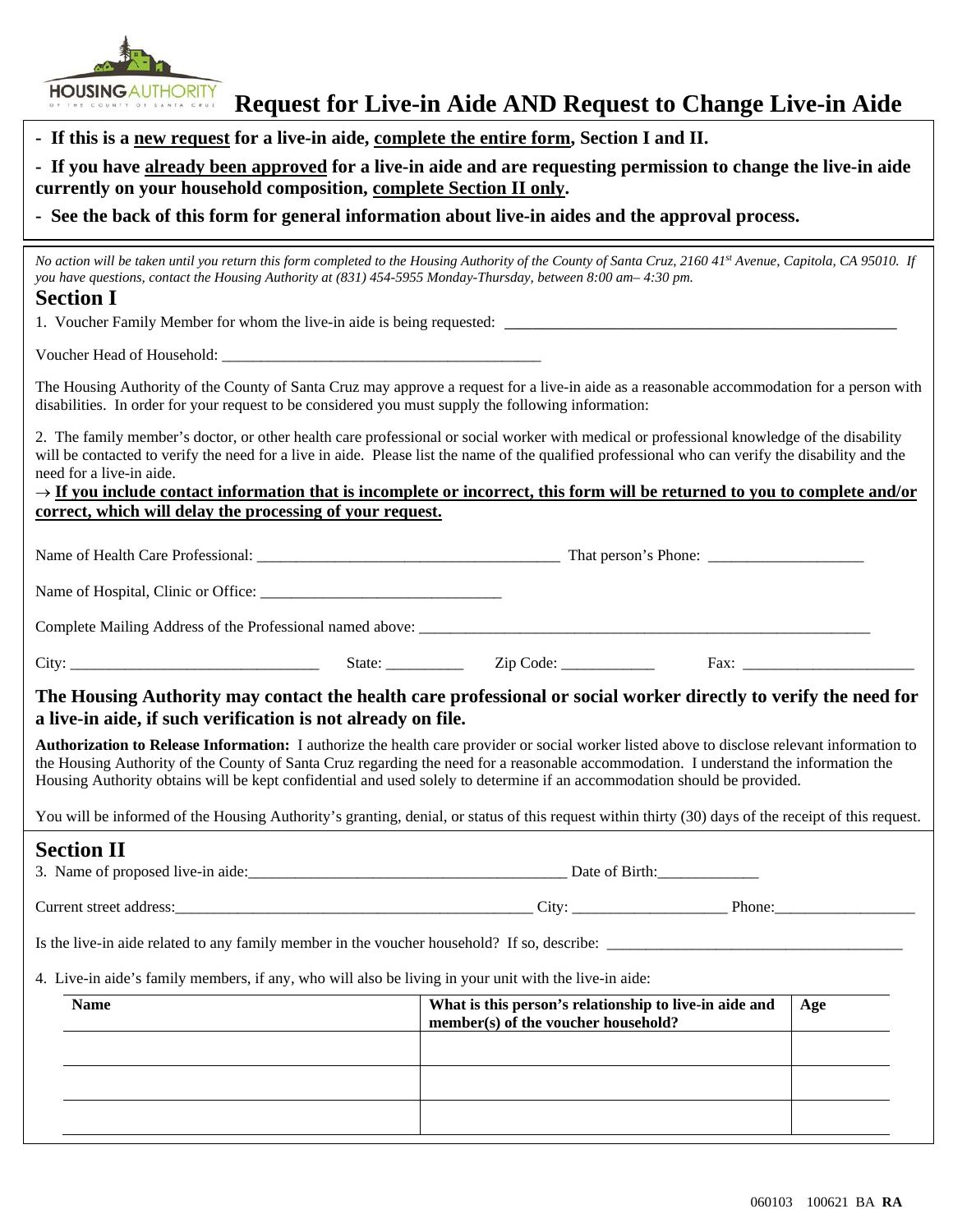HOUSING AUTHORITY OF THE COUNTY OF SANTA CRUZ

# Request for Live-in Aide AND Request to Change Live-in Aide

**- If this is a new request for a live-in aide, complete the entire form, Section I and II.**

**- If you have already been approved for a live-in aide and are requesting permission to change the live-in aide currently on your household composition, complete Section II only.**

**- See the back of this form for general information about live-in aides and the approval process.**

*No action will be taken until you return this form completed to the Housing Authority of the County of Santa Cruz, 2160 41st Avenue, Capitola, CA 95010. If you have questions, contact the Housing Authority at (831) 454-5955 Monday-Thursday, between 8:00 am– 4:30 pm.*

## Section I

1. Voucher Family Member for whom the live-in aide is being requested: ____________________________________________________

Voucher Head of Household: __________________________________________

The Housing Authority of the County of Santa Cruz may approve a request for a live-in aide as a reasonable accommodation for a person with disabilities. In order for your request to be considered you must supply the following information:

2. The family member's doctor, or other health care professional or social worker with medical or professional knowledge of the disability will be contacted to verify the need for a live in aide. Please list the name of the qualified professional who can verify the disability and the need for a live-in aide.

→ **If you include contact information that is incomplete or incorrect, this form will be returned to you to complete and/or correct, which will delay the processing of your request.**

Name of Health Care Professional: ________________________________________ That person's Phone: ____________________

Name of Hospital, Clinic or Office: ________________________________

Complete Mailing Address of the Professional named above: ______________________________________________________________

City: ________________________________ State: __________ Zip Code: ____________ Fax: _______________________

**The Housing Authority may contact the health care professional or social worker directly to verify the need for a live-in aide, if such verification is not already on file.**

**Authorization to Release Information:** I authorize the health care provider or social worker listed above to disclose relevant information to the Housing Authority of the County of Santa Cruz regarding the need for a reasonable accommodation. I understand the information the Housing Authority obtains will be kept confidential and used solely to determine if an accommodation should be provided.

You will be informed of the Housing Authority's granting, denial, or status of this request within thirty (30) days of the receipt of this request.

## Section II

3. Name of proposed live-in aide:__________________________________________ Date of Birth:_____________

Current street address:________________________________________________ City: ____________________ Phone:__________________

Is the live-in aide related to any family member in the voucher household? If so, describe: ______________________________________

4. Live-in aide's family members, if any, who will also be living in your unit with the live-in aide:

| Name | What is this person's relationship to live-in aide and member(s) of the voucher household? | Age |
|---|---|---|
| | | |
| | | |
| | | |

060103 100621 BA **RA**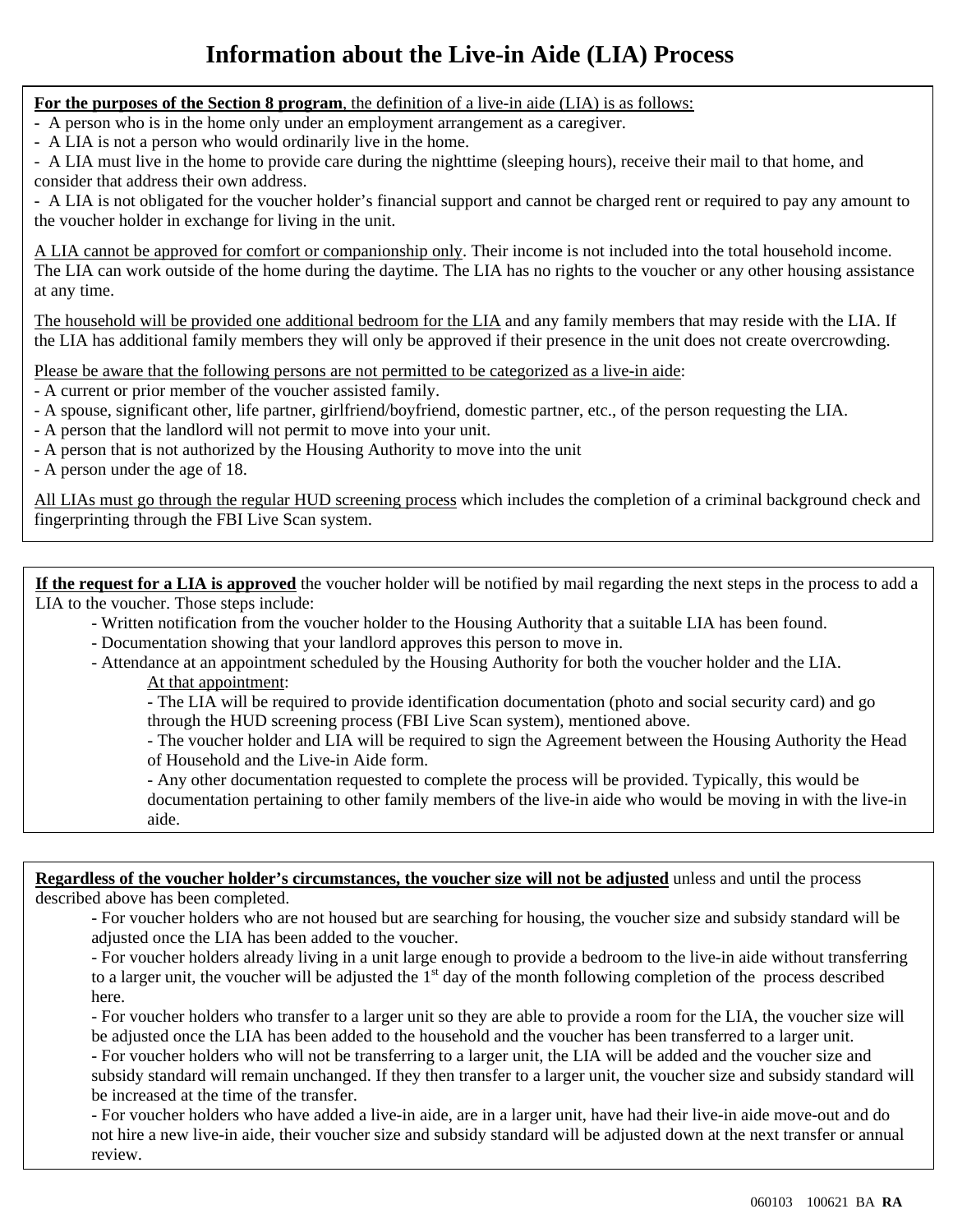# Information about the Live-in Aide (LIA) Process

<u>**For the purposes of the Section 8 program**, the definition of a live-in aide (LIA) is as follows:</u>

- A person who is in the home only under an employment arrangement as a caregiver.
- A LIA is not a person who would ordinarily live in the home.
- A LIA must live in the home to provide care during the nighttime (sleeping hours), receive their mail to that home, and consider that address their own address.
- A LIA is not obligated for the voucher holder's financial support and cannot be charged rent or required to pay any amount to the voucher holder in exchange for living in the unit.

<u>A LIA cannot be approved for comfort or companionship only</u>. Their income is not included into the total household income. The LIA can work outside of the home during the daytime. The LIA has no rights to the voucher or any other housing assistance at any time.

<u>The household will be provided one additional bedroom for the LIA</u> and any family members that may reside with the LIA. If the LIA has additional family members they will only be approved if their presence in the unit does not create overcrowding.

<u>Please be aware that the following persons are not permitted to be categorized as a live-in aide</u>:

- A current or prior member of the voucher assisted family.
- A spouse, significant other, life partner, girlfriend/boyfriend, domestic partner, etc., of the person requesting the LIA.
- A person that the landlord will not permit to move into your unit.
- A person that is not authorized by the Housing Authority to move into the unit
- A person under the age of 18.

<u>All LIAs must go through the regular HUD screening process</u> which includes the completion of a criminal background check and fingerprinting through the FBI Live Scan system.

<u>**If the request for a LIA is approved**</u> the voucher holder will be notified by mail regarding the next steps in the process to add a LIA to the voucher. Those steps include:

- Written notification from the voucher holder to the Housing Authority that a suitable LIA has been found.
- Documentation showing that your landlord approves this person to move in.
- Attendance at an appointment scheduled by the Housing Authority for both the voucher holder and the LIA.

  <u>At that appointment</u>:
  - The LIA will be required to provide identification documentation (photo and social security card) and go through the HUD screening process (FBI Live Scan system), mentioned above.
  - The voucher holder and LIA will be required to sign the Agreement between the Housing Authority the Head of Household and the Live-in Aide form.
  - Any other documentation requested to complete the process will be provided. Typically, this would be documentation pertaining to other family members of the live-in aide who would be moving in with the live-in aide.

<u>**Regardless of the voucher holder's circumstances, the voucher size will not be adjusted**</u> unless and until the process described above has been completed.

- For voucher holders who are not housed but are searching for housing, the voucher size and subsidy standard will be adjusted once the LIA has been added to the voucher.
- For voucher holders already living in a unit large enough to provide a bedroom to the live-in aide without transferring to a larger unit, the voucher will be adjusted the 1st day of the month following completion of the process described here.
- For voucher holders who transfer to a larger unit so they are able to provide a room for the LIA, the voucher size will be adjusted once the LIA has been added to the household and the voucher has been transferred to a larger unit.
- For voucher holders who will not be transferring to a larger unit, the LIA will be added and the voucher size and subsidy standard will remain unchanged. If they then transfer to a larger unit, the voucher size and subsidy standard will be increased at the time of the transfer.
- For voucher holders who have added a live-in aide, are in a larger unit, have had their live-in aide move-out and do not hire a new live-in aide, their voucher size and subsidy standard will be adjusted down at the next transfer or annual review.

060103 100621 BA **RA**